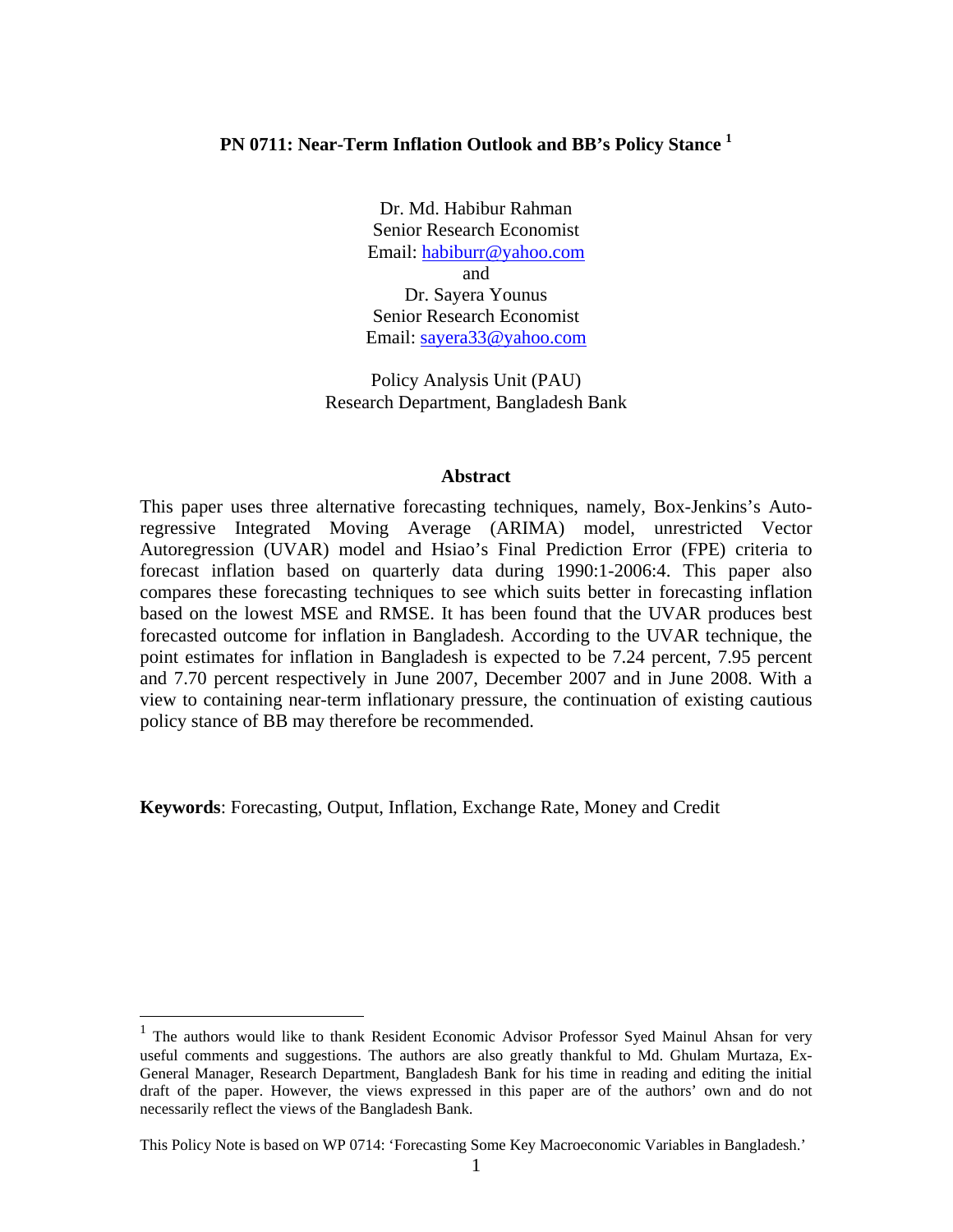# PN 0711: Near-Term Inflation Outlook and BB's Policy Stance [1]

Dr. Md. Habibur Rahman
Senior Research Economist
Email: habiburr@yahoo.com
and
Dr. Sayera Younus
Senior Research Economist
Email: sayera33@yahoo.com

Policy Analysis Unit (PAU)
Research Department, Bangladesh Bank

## Abstract

This paper uses three alternative forecasting techniques, namely, Box-Jenkins's Auto-regressive Integrated Moving Average (ARIMA) model, unrestricted Vector Autoregression (UVAR) model and Hsiao's Final Prediction Error (FPE) criteria to forecast inflation based on quarterly data during 1990:1-2006:4. This paper also compares these forecasting techniques to see which suits better in forecasting inflation based on the lowest MSE and RMSE. It has been found that the UVAR produces best forecasted outcome for inflation in Bangladesh. According to the UVAR technique, the point estimates for inflation in Bangladesh is expected to be 7.24 percent, 7.95 percent and 7.70 percent respectively in June 2007, December 2007 and in June 2008. With a view to containing near-term inflationary pressure, the continuation of existing cautious policy stance of BB may therefore be recommended.

**Keywords**: Forecasting, Output, Inflation, Exchange Rate, Money and Credit

[1] The authors would like to thank Resident Economic Advisor Professor Syed Mainul Ahsan for very useful comments and suggestions. The authors are also greatly thankful to Md. Ghulam Murtaza, Ex-General Manager, Research Department, Bangladesh Bank for his time in reading and editing the initial draft of the paper. However, the views expressed in this paper are of the authors' own and do not necessarily reflect the views of the Bangladesh Bank.

This Policy Note is based on WP 0714: 'Forecasting Some Key Macroeconomic Variables in Bangladesh.'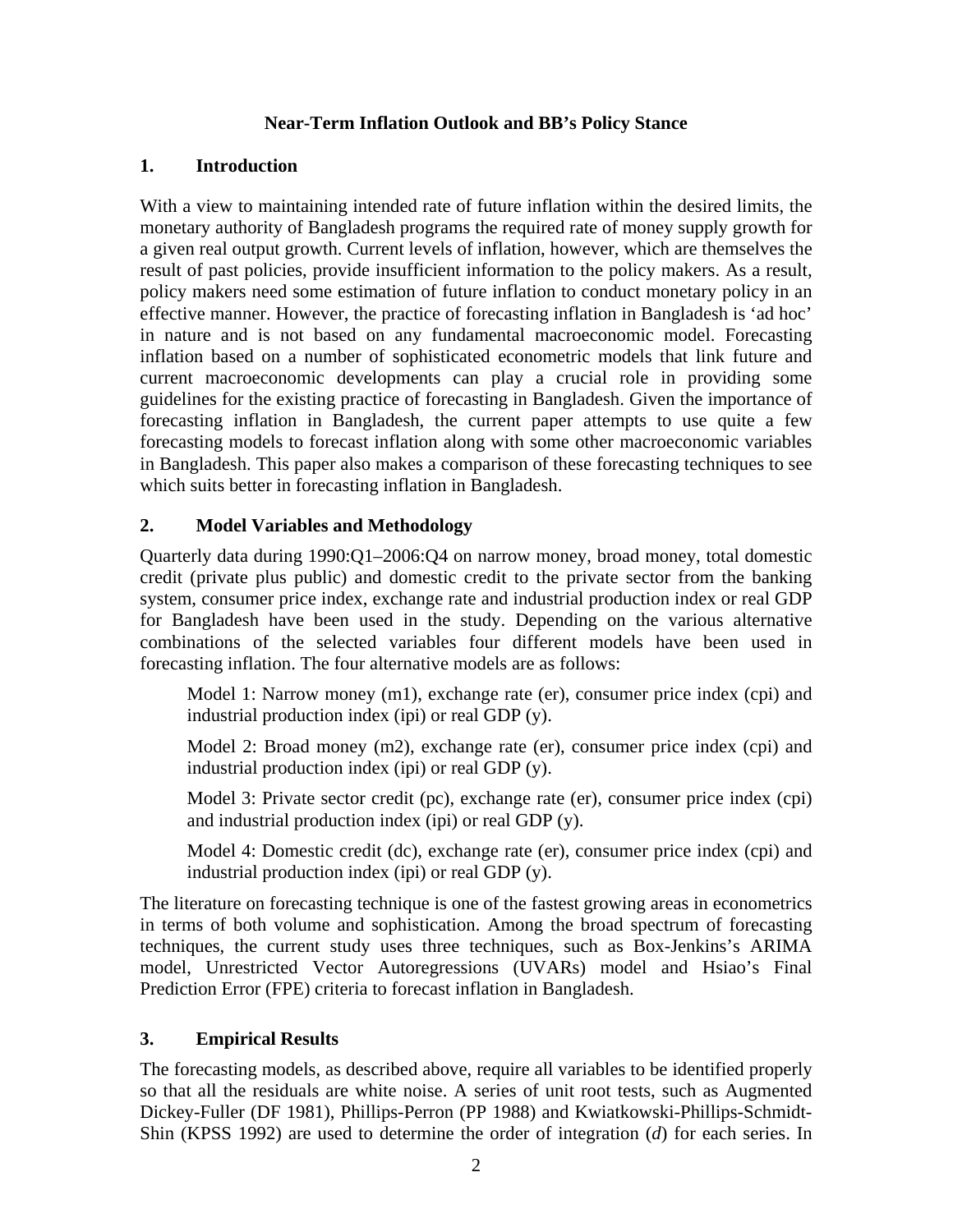## Near-Term Inflation Outlook and BB's Policy Stance

### 1. Introduction

With a view to maintaining intended rate of future inflation within the desired limits, the monetary authority of Bangladesh programs the required rate of money supply growth for a given real output growth. Current levels of inflation, however, which are themselves the result of past policies, provide insufficient information to the policy makers. As a result, policy makers need some estimation of future inflation to conduct monetary policy in an effective manner. However, the practice of forecasting inflation in Bangladesh is 'ad hoc' in nature and is not based on any fundamental macroeconomic model. Forecasting inflation based on a number of sophisticated econometric models that link future and current macroeconomic developments can play a crucial role in providing some guidelines for the existing practice of forecasting in Bangladesh. Given the importance of forecasting inflation in Bangladesh, the current paper attempts to use quite a few forecasting models to forecast inflation along with some other macroeconomic variables in Bangladesh. This paper also makes a comparison of these forecasting techniques to see which suits better in forecasting inflation in Bangladesh.

### 2. Model Variables and Methodology

Quarterly data during 1990:Q1–2006:Q4 on narrow money, broad money, total domestic credit (private plus public) and domestic credit to the private sector from the banking system, consumer price index, exchange rate and industrial production index or real GDP for Bangladesh have been used in the study. Depending on the various alternative combinations of the selected variables four different models have been used in forecasting inflation. The four alternative models are as follows:

Model 1: Narrow money (m1), exchange rate (er), consumer price index (cpi) and industrial production index (ipi) or real GDP (y).

Model 2: Broad money (m2), exchange rate (er), consumer price index (cpi) and industrial production index (ipi) or real GDP (y).

Model 3: Private sector credit (pc), exchange rate (er), consumer price index (cpi) and industrial production index (ipi) or real GDP (y).

Model 4: Domestic credit (dc), exchange rate (er), consumer price index (cpi) and industrial production index (ipi) or real GDP (y).

The literature on forecasting technique is one of the fastest growing areas in econometrics in terms of both volume and sophistication. Among the broad spectrum of forecasting techniques, the current study uses three techniques, such as Box-Jenkins's ARIMA model, Unrestricted Vector Autoregressions (UVARs) model and Hsiao's Final Prediction Error (FPE) criteria to forecast inflation in Bangladesh.

### 3. Empirical Results

The forecasting models, as described above, require all variables to be identified properly so that all the residuals are white noise. A series of unit root tests, such as Augmented Dickey-Fuller (DF 1981), Phillips-Perron (PP 1988) and Kwiatkowski-Phillips-Schmidt-Shin (KPSS 1992) are used to determine the order of integration (*d*) for each series. In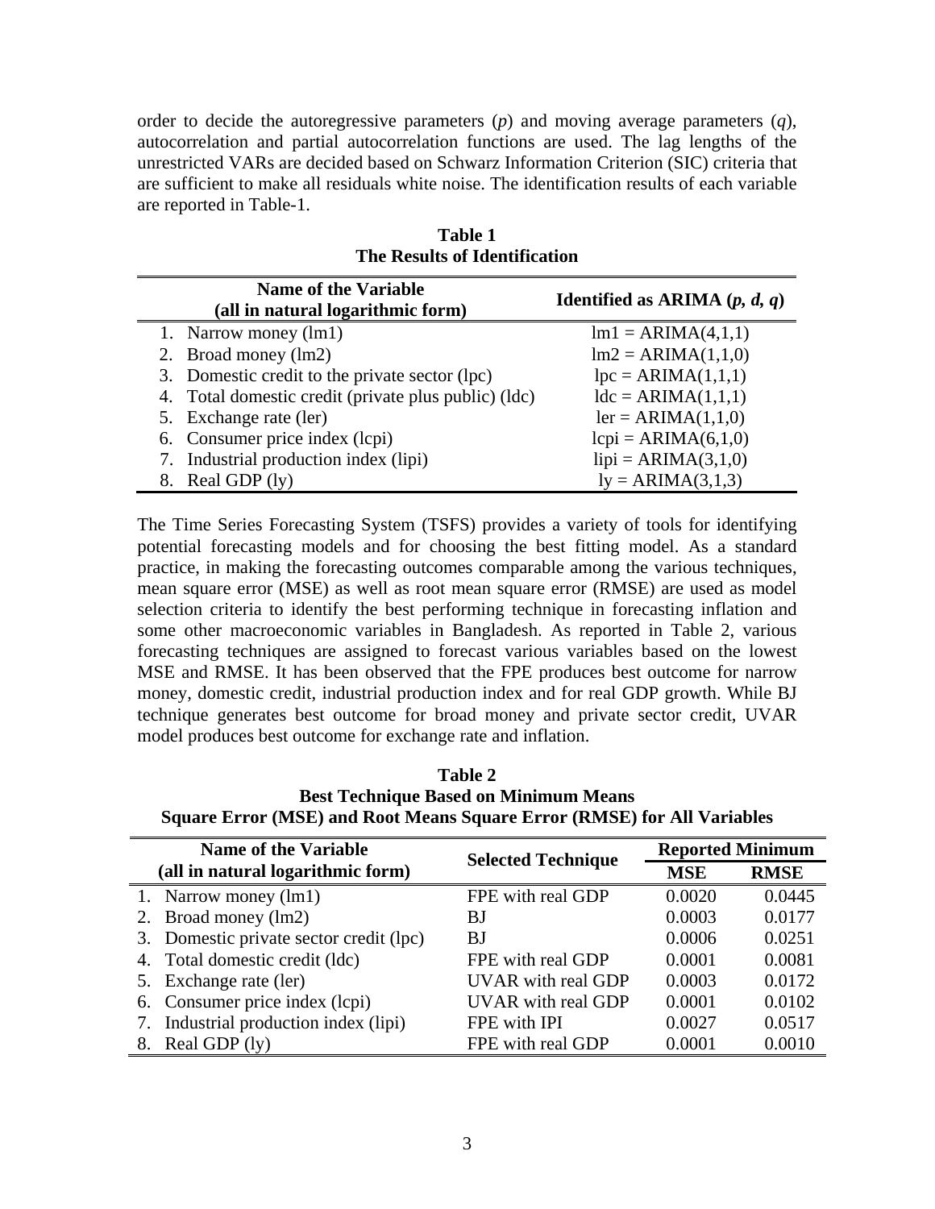order to decide the autoregressive parameters ($p$) and moving average parameters ($q$), autocorrelation and partial autocorrelation functions are used. The lag lengths of the unrestricted VARs are decided based on Schwarz Information Criterion (SIC) criteria that are sufficient to make all residuals white noise. The identification results of each variable are reported in Table-1.

**Table 1**
**The Results of Identification**

| Name of the Variable (all in natural logarithmic form) | Identified as ARIMA ($p$, $d$, $q$) |
|---|---|
| 1. Narrow money (lm1) | lm1 = ARIMA(4,1,1) |
| 2. Broad money (lm2) | lm2 = ARIMA(1,1,0) |
| 3. Domestic credit to the private sector (lpc) | lpc = ARIMA(1,1,1) |
| 4. Total domestic credit (private plus public) (ldc) | ldc = ARIMA(1,1,1) |
| 5. Exchange rate (ler) | ler = ARIMA(1,1,0) |
| 6. Consumer price index (lcpi) | lcpi = ARIMA(6,1,0) |
| 7. Industrial production index (lipi) | lipi = ARIMA(3,1,0) |
| 8. Real GDP (ly) | ly = ARIMA(3,1,3) |

The Time Series Forecasting System (TSFS) provides a variety of tools for identifying potential forecasting models and for choosing the best fitting model. As a standard practice, in making the forecasting outcomes comparable among the various techniques, mean square error (MSE) as well as root mean square error (RMSE) are used as model selection criteria to identify the best performing technique in forecasting inflation and some other macroeconomic variables in Bangladesh. As reported in Table 2, various forecasting techniques are assigned to forecast various variables based on the lowest MSE and RMSE. It has been observed that the FPE produces best outcome for narrow money, domestic credit, industrial production index and for real GDP growth. While BJ technique generates best outcome for broad money and private sector credit, UVAR model produces best outcome for exchange rate and inflation.

**Table 2**
**Best Technique Based on Minimum Means Square Error (MSE) and Root Means Square Error (RMSE) for All Variables**

| Name of the Variable (all in natural logarithmic form) | Selected Technique | Reported Minimum | |
|---|---|---|---|
| | | MSE | RMSE |
| 1. Narrow money (lm1) | FPE with real GDP | 0.0020 | 0.0445 |
| 2. Broad money (lm2) | BJ | 0.0003 | 0.0177 |
| 3. Domestic private sector credit (lpc) | BJ | 0.0006 | 0.0251 |
| 4. Total domestic credit (ldc) | FPE with real GDP | 0.0001 | 0.0081 |
| 5. Exchange rate (ler) | UVAR with real GDP | 0.0003 | 0.0172 |
| 6. Consumer price index (lcpi) | UVAR with real GDP | 0.0001 | 0.0102 |
| 7. Industrial production index (lipi) | FPE with IPI | 0.0027 | 0.0517 |
| 8. Real GDP (ly) | FPE with real GDP | 0.0001 | 0.0010 |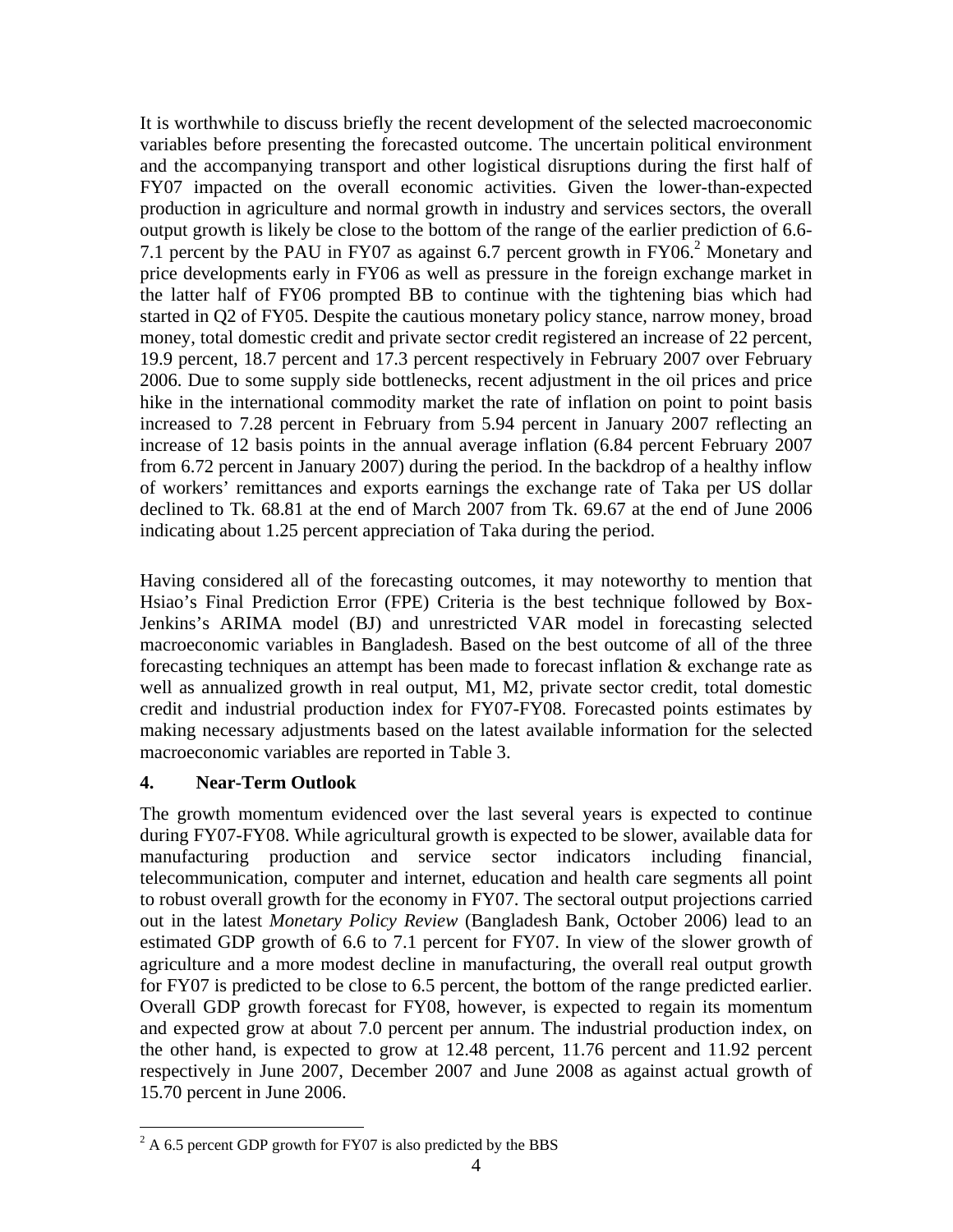It is worthwhile to discuss briefly the recent development of the selected macroeconomic variables before presenting the forecasted outcome. The uncertain political environment and the accompanying transport and other logistical disruptions during the first half of FY07 impacted on the overall economic activities. Given the lower-than-expected production in agriculture and normal growth in industry and services sectors, the overall output growth is likely be close to the bottom of the range of the earlier prediction of 6.6-7.1 percent by the PAU in FY07 as against 6.7 percent growth in FY06.[2] Monetary and price developments early in FY06 as well as pressure in the foreign exchange market in the latter half of FY06 prompted BB to continue with the tightening bias which had started in Q2 of FY05. Despite the cautious monetary policy stance, narrow money, broad money, total domestic credit and private sector credit registered an increase of 22 percent, 19.9 percent, 18.7 percent and 17.3 percent respectively in February 2007 over February 2006. Due to some supply side bottlenecks, recent adjustment in the oil prices and price hike in the international commodity market the rate of inflation on point to point basis increased to 7.28 percent in February from 5.94 percent in January 2007 reflecting an increase of 12 basis points in the annual average inflation (6.84 percent February 2007 from 6.72 percent in January 2007) during the period. In the backdrop of a healthy inflow of workers' remittances and exports earnings the exchange rate of Taka per US dollar declined to Tk. 68.81 at the end of March 2007 from Tk. 69.67 at the end of June 2006 indicating about 1.25 percent appreciation of Taka during the period.

Having considered all of the forecasting outcomes, it may noteworthy to mention that Hsiao's Final Prediction Error (FPE) Criteria is the best technique followed by Box-Jenkins's ARIMA model (BJ) and unrestricted VAR model in forecasting selected macroeconomic variables in Bangladesh. Based on the best outcome of all of the three forecasting techniques an attempt has been made to forecast inflation & exchange rate as well as annualized growth in real output, M1, M2, private sector credit, total domestic credit and industrial production index for FY07-FY08. Forecasted points estimates by making necessary adjustments based on the latest available information for the selected macroeconomic variables are reported in Table 3.

## 4. Near-Term Outlook

The growth momentum evidenced over the last several years is expected to continue during FY07-FY08. While agricultural growth is expected to be slower, available data for manufacturing production and service sector indicators including financial, telecommunication, computer and internet, education and health care segments all point to robust overall growth for the economy in FY07. The sectoral output projections carried out in the latest *Monetary Policy Review* (Bangladesh Bank, October 2006) lead to an estimated GDP growth of 6.6 to 7.1 percent for FY07. In view of the slower growth of agriculture and a more modest decline in manufacturing, the overall real output growth for FY07 is predicted to be close to 6.5 percent, the bottom of the range predicted earlier. Overall GDP growth forecast for FY08, however, is expected to regain its momentum and expected grow at about 7.0 percent per annum. The industrial production index, on the other hand, is expected to grow at 12.48 percent, 11.76 percent and 11.92 percent respectively in June 2007, December 2007 and June 2008 as against actual growth of 15.70 percent in June 2006.

[2] A 6.5 percent GDP growth for FY07 is also predicted by the BBS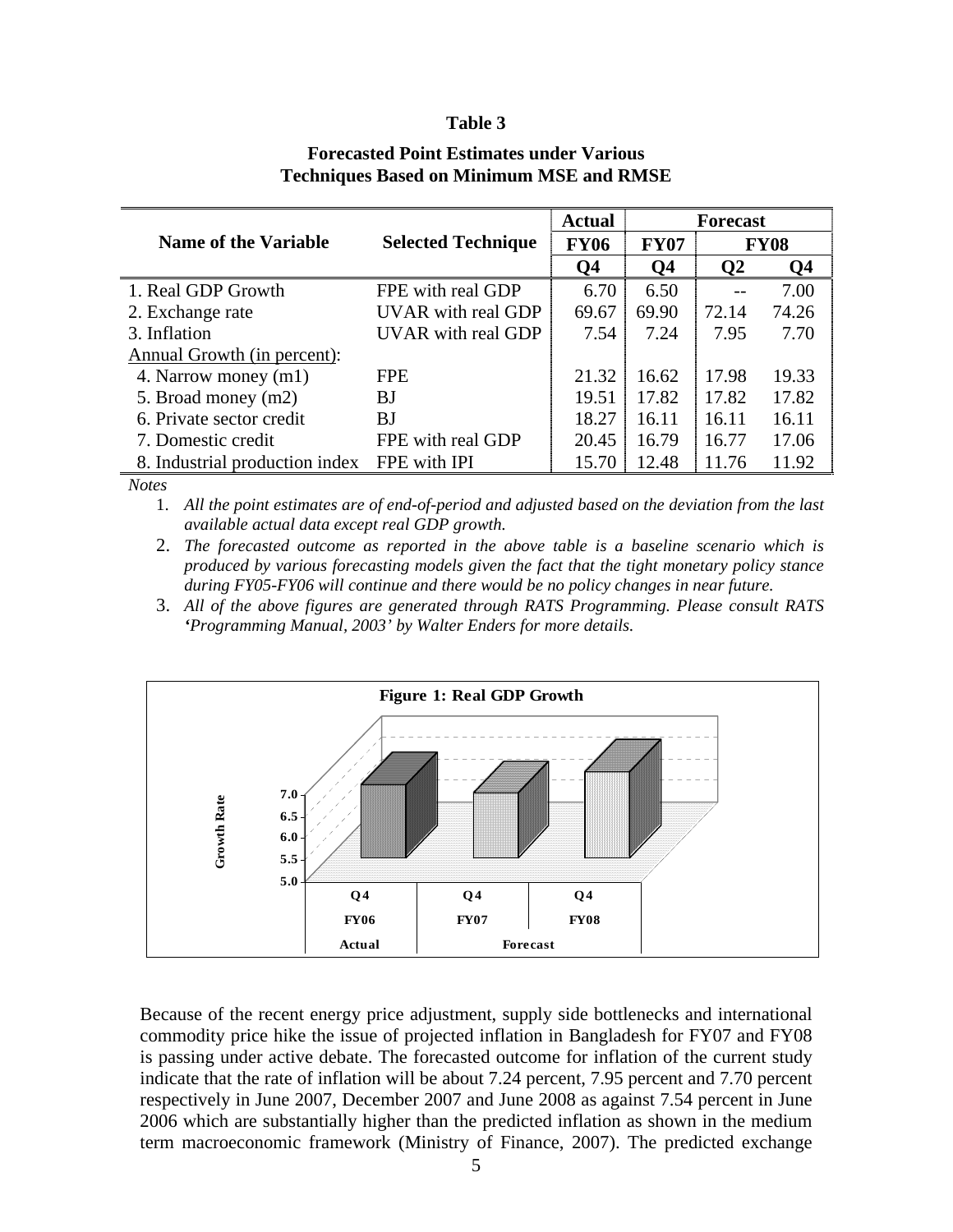**Table 3**

**Forecasted Point Estimates under Various Techniques Based on Minimum MSE and RMSE**

| Name of the Variable | Selected Technique | Actual | Forecast | |
|---|---|---|---|---|
| | | FY06 | FY07 | FY08 | |
| | | Q4 | Q4 | Q2 | Q4 |
| 1. Real GDP Growth | FPE with real GDP | 6.70 | 6.50 | -- | 7.00 |
| 2. Exchange rate | UVAR with real GDP | 69.67 | 69.90 | 72.14 | 74.26 |
| 3. Inflation | UVAR with real GDP | 7.54 | 7.24 | 7.95 | 7.70 |
| Annual Growth (in percent): | | | | | |
| 4. Narrow money (m1) | FPE | 21.32 | 16.62 | 17.98 | 19.33 |
| 5. Broad money (m2) | BJ | 19.51 | 17.82 | 17.82 | 17.82 |
| 6. Private sector credit | BJ | 18.27 | 16.11 | 16.11 | 16.11 |
| 7. Domestic credit | FPE with real GDP | 20.45 | 16.79 | 16.77 | 17.06 |
| 8. Industrial production index | FPE with IPI | 15.70 | 12.48 | 11.76 | 11.92 |

*Notes*

1. *All the point estimates are of end-of-period and adjusted based on the deviation from the last available actual data except real GDP growth.*
2. *The forecasted outcome as reported in the above table is a baseline scenario which is produced by various forecasting models given the fact that the tight monetary policy stance during FY05-FY06 will continue and there would be no policy changes in near future.*
3. *All of the above figures are generated through RATS Programming. Please consult RATS 'Programming Manual, 2003' by Walter Enders for more details.*

**Figure 1: Real GDP Growth**

Because of the recent energy price adjustment, supply side bottlenecks and international commodity price hike the issue of projected inflation in Bangladesh for FY07 and FY08 is passing under active debate. The forecasted outcome for inflation of the current study indicate that the rate of inflation will be about 7.24 percent, 7.95 percent and 7.70 percent respectively in June 2007, December 2007 and June 2008 as against 7.54 percent in June 2006 which are substantially higher than the predicted inflation as shown in the medium term macroeconomic framework (Ministry of Finance, 2007). The predicted exchange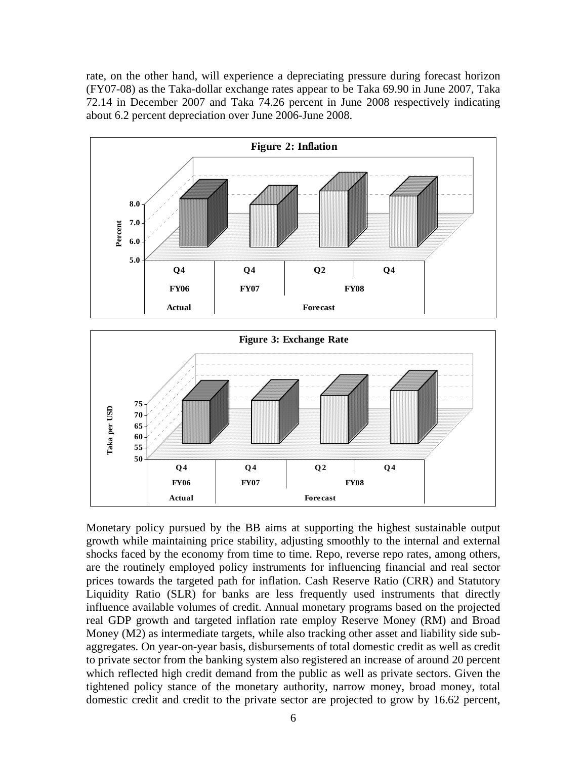rate, on the other hand, will experience a depreciating pressure during forecast horizon (FY07-08) as the Taka-dollar exchange rates appear to be Taka 69.90 in June 2007, Taka 72.14 in December 2007 and Taka 74.26 percent in June 2008 respectively indicating about 6.2 percent depreciation over June 2006-June 2008.

**Figure 2: Inflation**

**Figure 3: Exchange Rate**

Monetary policy pursued by the BB aims at supporting the highest sustainable output growth while maintaining price stability, adjusting smoothly to the internal and external shocks faced by the economy from time to time. Repo, reverse repo rates, among others, are the routinely employed policy instruments for influencing financial and real sector prices towards the targeted path for inflation. Cash Reserve Ratio (CRR) and Statutory Liquidity Ratio (SLR) for banks are less frequently used instruments that directly influence available volumes of credit. Annual monetary programs based on the projected real GDP growth and targeted inflation rate employ Reserve Money (RM) and Broad Money (M2) as intermediate targets, while also tracking other asset and liability side sub-aggregates. On year-on-year basis, disbursements of total domestic credit as well as credit to private sector from the banking system also registered an increase of around 20 percent which reflected high credit demand from the public as well as private sectors. Given the tightened policy stance of the monetary authority, narrow money, broad money, total domestic credit and credit to the private sector are projected to grow by 16.62 percent,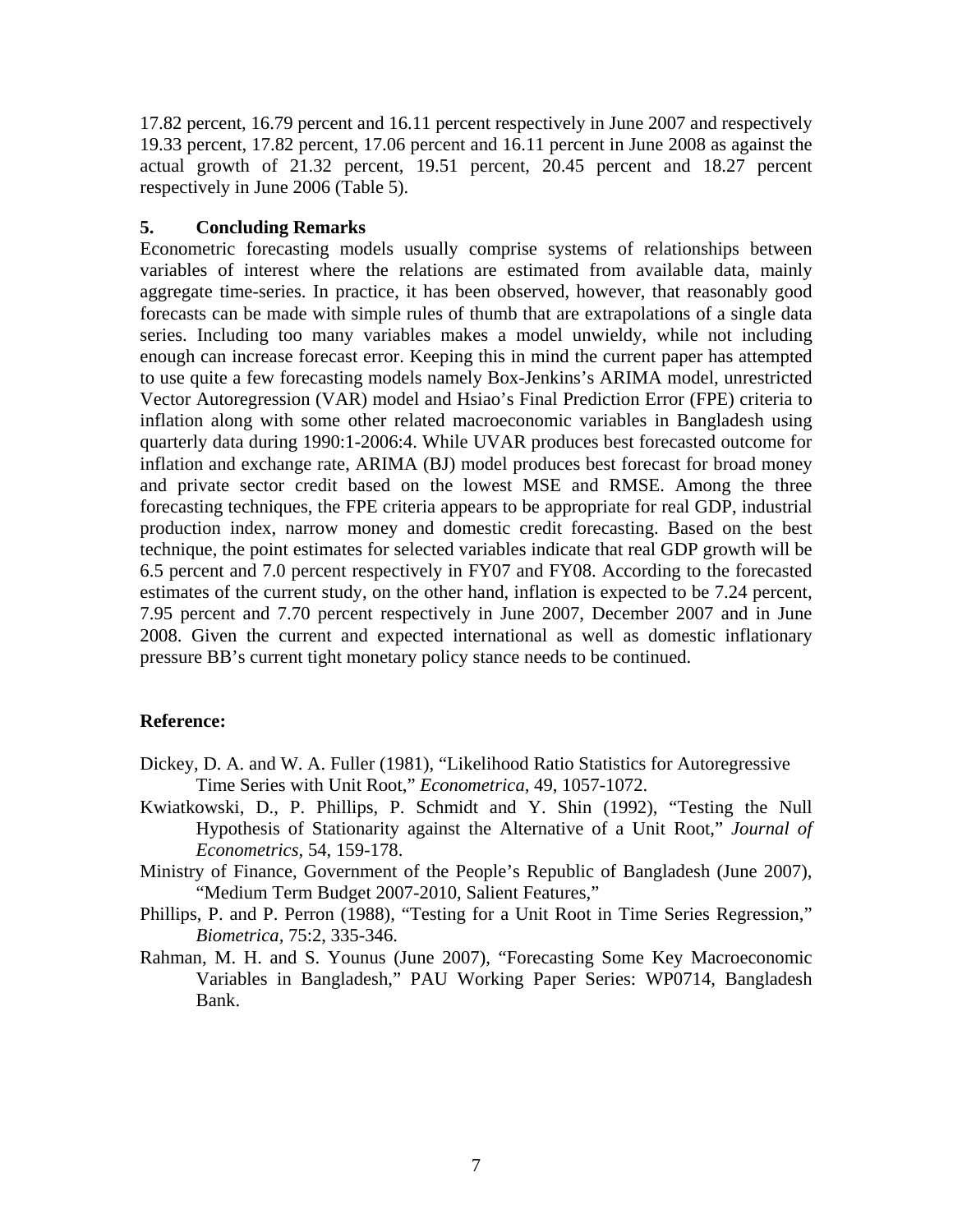17.82 percent, 16.79 percent and 16.11 percent respectively in June 2007 and respectively 19.33 percent, 17.82 percent, 17.06 percent and 16.11 percent in June 2008 as against the actual growth of 21.32 percent, 19.51 percent, 20.45 percent and 18.27 percent respectively in June 2006 (Table 5).

## 5. Concluding Remarks

Econometric forecasting models usually comprise systems of relationships between variables of interest where the relations are estimated from available data, mainly aggregate time-series. In practice, it has been observed, however, that reasonably good forecasts can be made with simple rules of thumb that are extrapolations of a single data series. Including too many variables makes a model unwieldy, while not including enough can increase forecast error. Keeping this in mind the current paper has attempted to use quite a few forecasting models namely Box-Jenkins's ARIMA model, unrestricted Vector Autoregression (VAR) model and Hsiao's Final Prediction Error (FPE) criteria to inflation along with some other related macroeconomic variables in Bangladesh using quarterly data during 1990:1-2006:4. While UVAR produces best forecasted outcome for inflation and exchange rate, ARIMA (BJ) model produces best forecast for broad money and private sector credit based on the lowest MSE and RMSE. Among the three forecasting techniques, the FPE criteria appears to be appropriate for real GDP, industrial production index, narrow money and domestic credit forecasting. Based on the best technique, the point estimates for selected variables indicate that real GDP growth will be 6.5 percent and 7.0 percent respectively in FY07 and FY08. According to the forecasted estimates of the current study, on the other hand, inflation is expected to be 7.24 percent, 7.95 percent and 7.70 percent respectively in June 2007, December 2007 and in June 2008. Given the current and expected international as well as domestic inflationary pressure BB's current tight monetary policy stance needs to be continued.

## Reference:

Dickey, D. A. and W. A. Fuller (1981), "Likelihood Ratio Statistics for Autoregressive Time Series with Unit Root," *Econometrica,* 49, 1057-1072.

Kwiatkowski, D., P. Phillips, P. Schmidt and Y. Shin (1992), "Testing the Null Hypothesis of Stationarity against the Alternative of a Unit Root," *Journal of Econometrics,* 54, 159-178.

Ministry of Finance, Government of the People's Republic of Bangladesh (June 2007), "Medium Term Budget 2007-2010, Salient Features,"

Phillips, P. and P. Perron (1988), "Testing for a Unit Root in Time Series Regression," *Biometrica,* 75:2, 335-346.

Rahman, M. H. and S. Younus (June 2007), "Forecasting Some Key Macroeconomic Variables in Bangladesh," PAU Working Paper Series: WP0714, Bangladesh Bank.